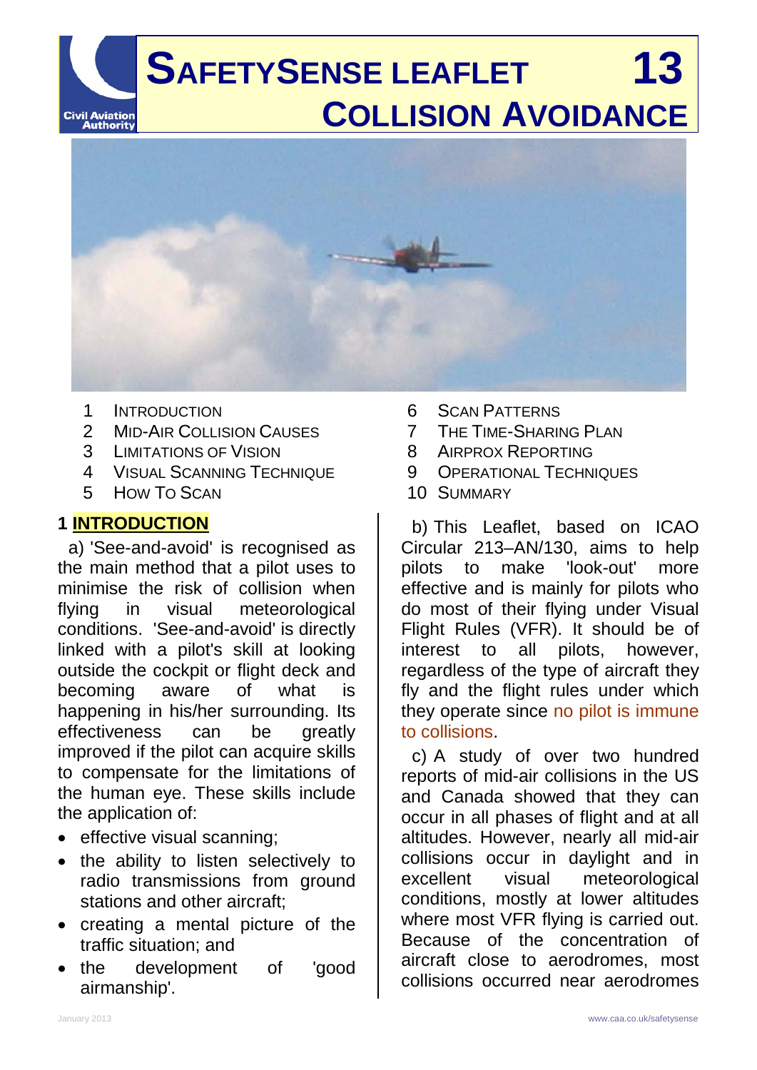# SAFETYSENSE LEAFLET 13
# COLLISION AVOIDANCE

1. INTRODUCTION
2. MID-AIR COLLISION CAUSES
3. LIMITATIONS OF VISION
4. VISUAL SCANNING TECHNIQUE
5. HOW TO SCAN
6. SCAN PATTERNS
7. THE TIME-SHARING PLAN
8. AIRPROX REPORTING
9. OPERATIONAL TECHNIQUES
10. SUMMARY

## 1 INTRODUCTION

a) 'See-and-avoid' is recognised as the main method that a pilot uses to minimise the risk of collision when flying in visual meteorological conditions. 'See-and-avoid' is directly linked with a pilot's skill at looking outside the cockpit or flight deck and becoming aware of what is happening in his/her surrounding. Its effectiveness can be greatly improved if the pilot can acquire skills to compensate for the limitations of the human eye. These skills include the application of:

- effective visual scanning;
- the ability to listen selectively to radio transmissions from ground stations and other aircraft;
- creating a mental picture of the traffic situation; and
- the development of 'good airmanship'.

b) This Leaflet, based on ICAO Circular 213–AN/130, aims to help pilots to make 'look-out' more effective and is mainly for pilots who do most of their flying under Visual Flight Rules (VFR). It should be of interest to all pilots, however, regardless of the type of aircraft they fly and the flight rules under which they operate since no pilot is immune to collisions.

c) A study of over two hundred reports of mid-air collisions in the US and Canada showed that they can occur in all phases of flight and at all altitudes. However, nearly all mid-air collisions occur in daylight and in excellent visual meteorological conditions, mostly at lower altitudes where most VFR flying is carried out. Because of the concentration of aircraft close to aerodromes, most collisions occurred near aerodromes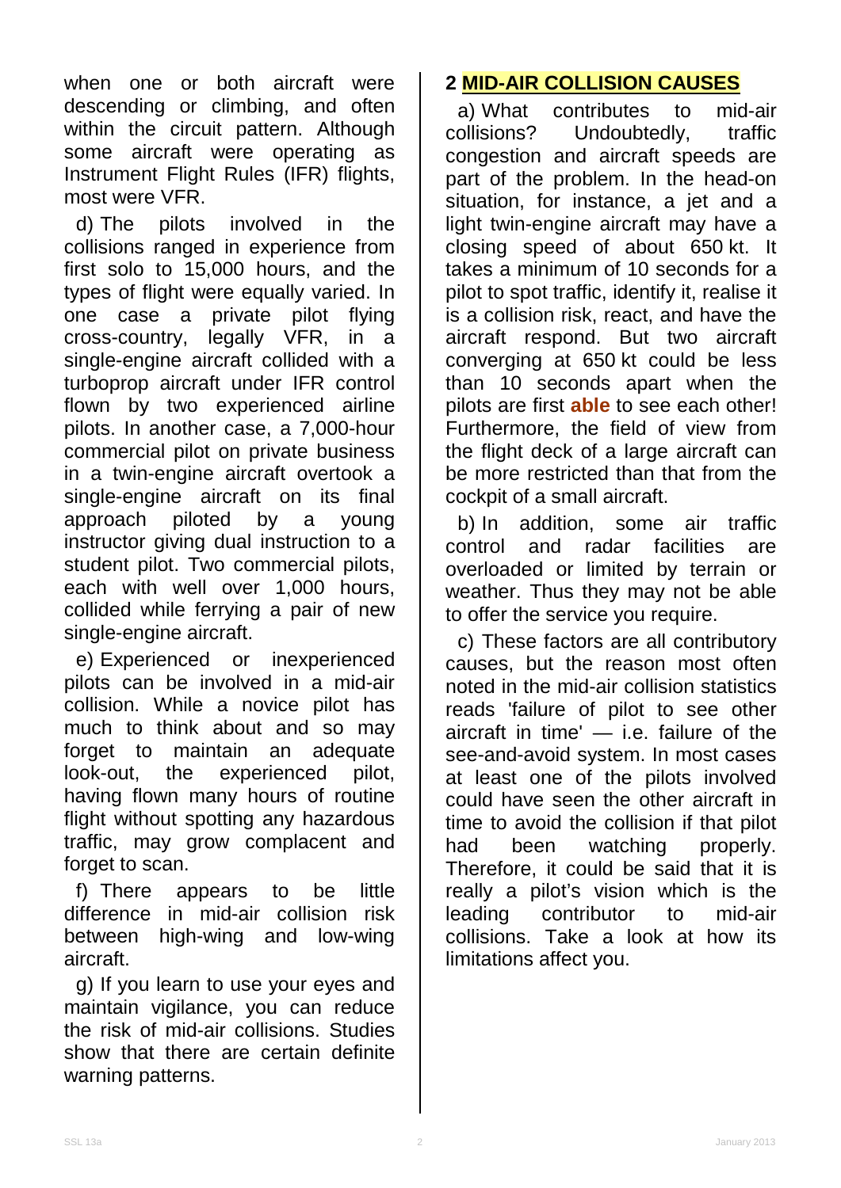when one or both aircraft were descending or climbing, and often within the circuit pattern. Although some aircraft were operating as Instrument Flight Rules (IFR) flights, most were VFR.

d) The pilots involved in the collisions ranged in experience from first solo to 15,000 hours, and the types of flight were equally varied. In one case a private pilot flying cross-country, legally VFR, in a single-engine aircraft collided with a turboprop aircraft under IFR control flown by two experienced airline pilots. In another case, a 7,000-hour commercial pilot on private business in a twin-engine aircraft overtook a single-engine aircraft on its final approach piloted by a young instructor giving dual instruction to a student pilot. Two commercial pilots, each with well over 1,000 hours, collided while ferrying a pair of new single-engine aircraft.

e) Experienced or inexperienced pilots can be involved in a mid-air collision. While a novice pilot has much to think about and so may forget to maintain an adequate look-out, the experienced pilot, having flown many hours of routine flight without spotting any hazardous traffic, may grow complacent and forget to scan.

f) There appears to be little difference in mid-air collision risk between high-wing and low-wing aircraft.

g) If you learn to use your eyes and maintain vigilance, you can reduce the risk of mid-air collisions. Studies show that there are certain definite warning patterns.

## 2 MID-AIR COLLISION CAUSES

a) What contributes to mid-air collisions? Undoubtedly, traffic congestion and aircraft speeds are part of the problem. In the head-on situation, for instance, a jet and a light twin-engine aircraft may have a closing speed of about 650 kt. It takes a minimum of 10 seconds for a pilot to spot traffic, identify it, realise it is a collision risk, react, and have the aircraft respond. But two aircraft converging at 650 kt could be less than 10 seconds apart when the pilots are first **able** to see each other! Furthermore, the field of view from the flight deck of a large aircraft can be more restricted than that from the cockpit of a small aircraft.

b) In addition, some air traffic control and radar facilities are overloaded or limited by terrain or weather. Thus they may not be able to offer the service you require.

c) These factors are all contributory causes, but the reason most often noted in the mid-air collision statistics reads 'failure of pilot to see other aircraft in time' — i.e. failure of the see-and-avoid system. In most cases at least one of the pilots involved could have seen the other aircraft in time to avoid the collision if that pilot had been watching properly. Therefore, it could be said that it is really a pilot's vision which is the leading contributor to mid-air collisions. Take a look at how its limitations affect you.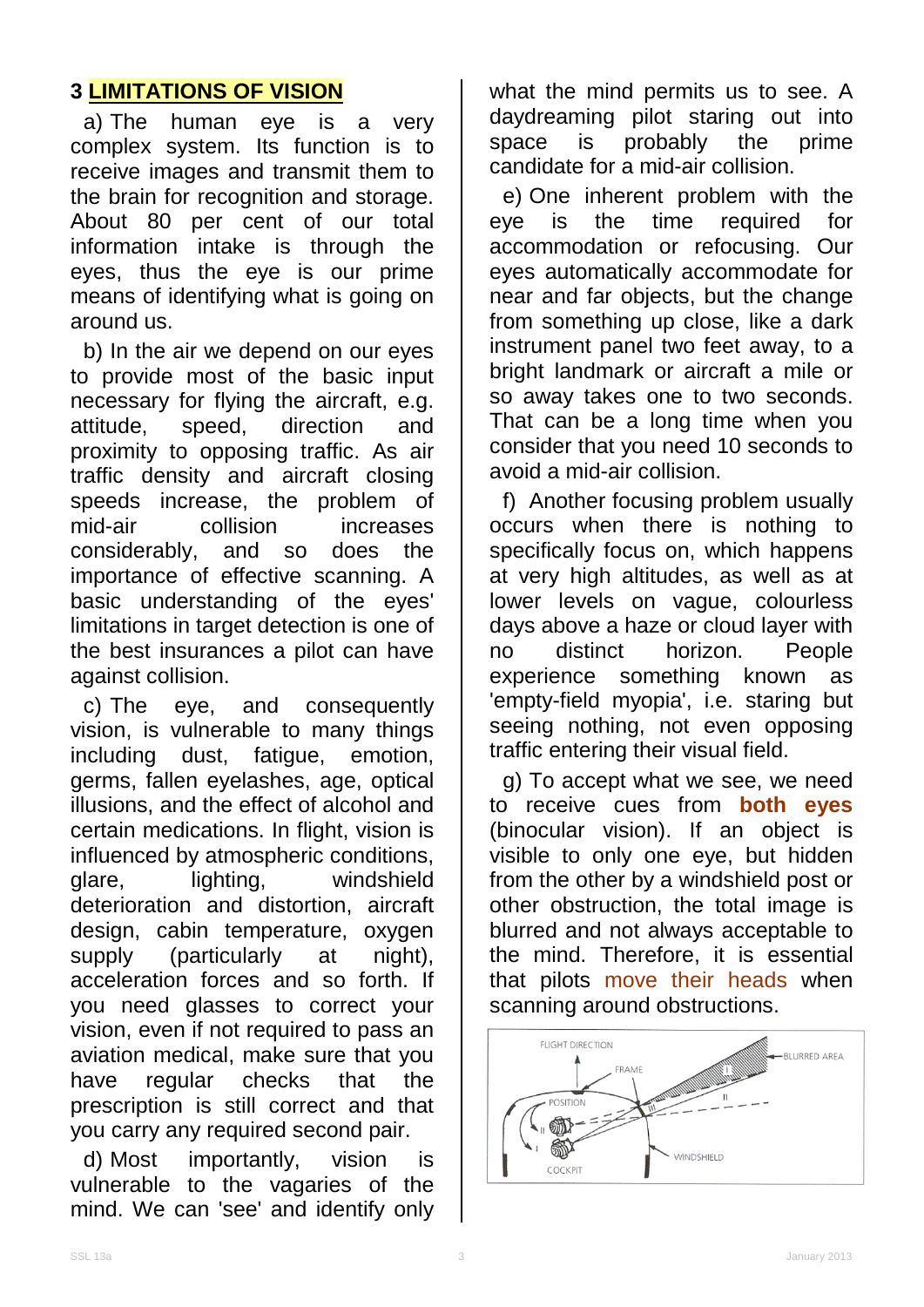## 3 LIMITATIONS OF VISION

a) The human eye is a very complex system. Its function is to receive images and transmit them to the brain for recognition and storage. About 80 per cent of our total information intake is through the eyes, thus the eye is our prime means of identifying what is going on around us.

b) In the air we depend on our eyes to provide most of the basic input necessary for flying the aircraft, e.g. attitude, speed, direction and proximity to opposing traffic. As air traffic density and aircraft closing speeds increase, the problem of mid-air collision increases considerably, and so does the importance of effective scanning. A basic understanding of the eyes' limitations in target detection is one of the best insurances a pilot can have against collision.

c) The eye, and consequently vision, is vulnerable to many things including dust, fatigue, emotion, germs, fallen eyelashes, age, optical illusions, and the effect of alcohol and certain medications. In flight, vision is influenced by atmospheric conditions, glare, lighting, windshield deterioration and distortion, aircraft design, cabin temperature, oxygen supply (particularly at night), acceleration forces and so forth. If you need glasses to correct your vision, even if not required to pass an aviation medical, make sure that you have regular checks that the prescription is still correct and that you carry any required second pair.

d) Most importantly, vision is vulnerable to the vagaries of the mind. We can 'see' and identify only what the mind permits us to see. A daydreaming pilot staring out into space is probably the prime candidate for a mid-air collision.

e) One inherent problem with the eye is the time required for accommodation or refocusing. Our eyes automatically accommodate for near and far objects, but the change from something up close, like a dark instrument panel two feet away, to a bright landmark or aircraft a mile or so away takes one to two seconds. That can be a long time when you consider that you need 10 seconds to avoid a mid-air collision.

f) Another focusing problem usually occurs when there is nothing to specifically focus on, which happens at very high altitudes, as well as at lower levels on vague, colourless days above a haze or cloud layer with no distinct horizon. People experience something known as 'empty-field myopia', i.e. staring but seeing nothing, not even opposing traffic entering their visual field.

g) To accept what we see, we need to receive cues from **both eyes** (binocular vision). If an object is visible to only one eye, but hidden from the other by a windshield post or other obstruction, the total image is blurred and not always acceptable to the mind. Therefore, it is essential that pilots move their heads when scanning around obstructions.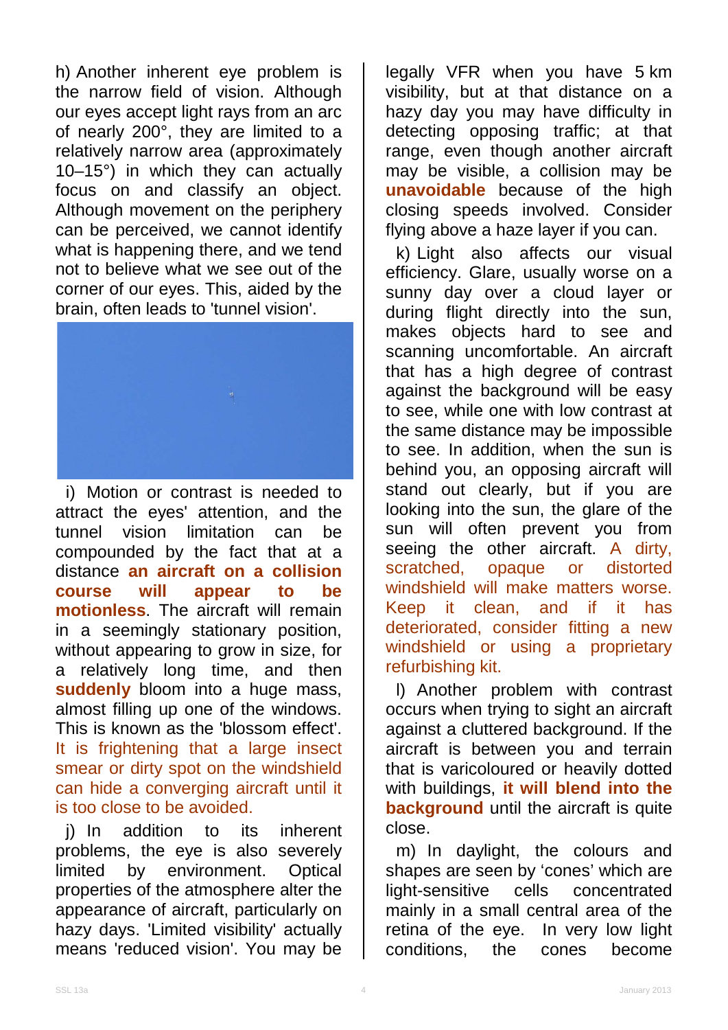h) Another inherent eye problem is the narrow field of vision. Although our eyes accept light rays from an arc of nearly 200°, they are limited to a relatively narrow area (approximately 10–15°) in which they can actually focus on and classify an object. Although movement on the periphery can be perceived, we cannot identify what is happening there, and we tend not to believe what we see out of the corner of our eyes. This, aided by the brain, often leads to 'tunnel vision'.

i) Motion or contrast is needed to attract the eyes' attention, and the tunnel vision limitation can be compounded by the fact that at a distance **an aircraft on a collision course will appear to be motionless**. The aircraft will remain in a seemingly stationary position, without appearing to grow in size, for a relatively long time, and then **suddenly** bloom into a huge mass, almost filling up one of the windows. This is known as the 'blossom effect'. It is frightening that a large insect smear or dirty spot on the windshield can hide a converging aircraft until it is too close to be avoided.

j) In addition to its inherent problems, the eye is also severely limited by environment. Optical properties of the atmosphere alter the appearance of aircraft, particularly on hazy days. 'Limited visibility' actually means 'reduced vision'. You may be legally VFR when you have 5 km visibility, but at that distance on a hazy day you may have difficulty in detecting opposing traffic; at that range, even though another aircraft may be visible, a collision may be **unavoidable** because of the high closing speeds involved. Consider flying above a haze layer if you can.

k) Light also affects our visual efficiency. Glare, usually worse on a sunny day over a cloud layer or during flight directly into the sun, makes objects hard to see and scanning uncomfortable. An aircraft that has a high degree of contrast against the background will be easy to see, while one with low contrast at the same distance may be impossible to see. In addition, when the sun is behind you, an opposing aircraft will stand out clearly, but if you are looking into the sun, the glare of the sun will often prevent you from seeing the other aircraft. A dirty, scratched, opaque or distorted windshield will make matters worse. Keep it clean, and if it has deteriorated, consider fitting a new windshield or using a proprietary refurbishing kit.

l) Another problem with contrast occurs when trying to sight an aircraft against a cluttered background. If the aircraft is between you and terrain that is varicoloured or heavily dotted with buildings, **it will blend into the background** until the aircraft is quite close.

m) In daylight, the colours and shapes are seen by 'cones' which are light-sensitive cells concentrated mainly in a small central area of the retina of the eye. In very low light conditions, the cones become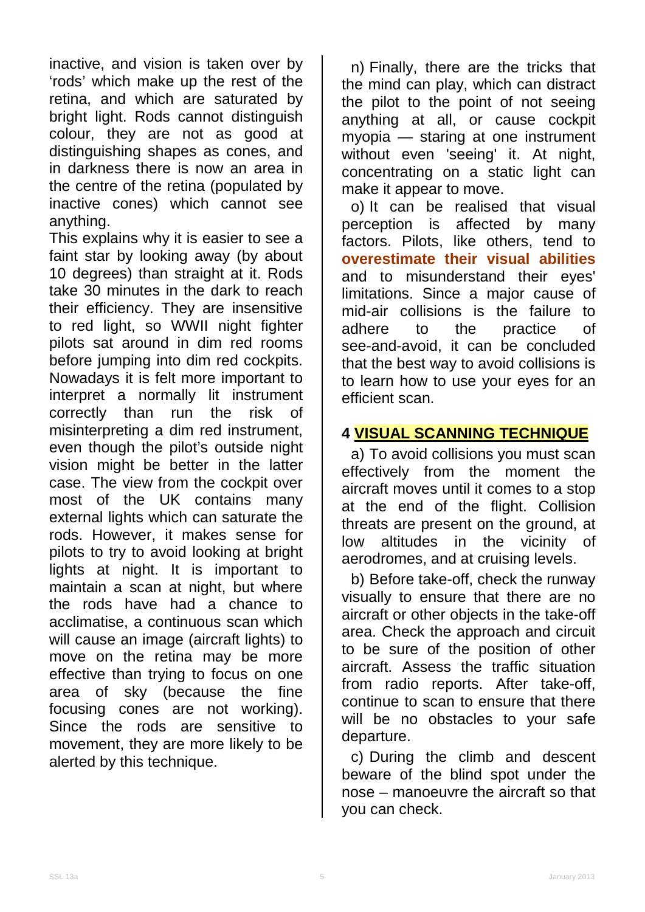inactive, and vision is taken over by 'rods' which make up the rest of the retina, and which are saturated by bright light. Rods cannot distinguish colour, they are not as good at distinguishing shapes as cones, and in darkness there is now an area in the centre of the retina (populated by inactive cones) which cannot see anything.

This explains why it is easier to see a faint star by looking away (by about 10 degrees) than straight at it. Rods take 30 minutes in the dark to reach their efficiency. They are insensitive to red light, so WWII night fighter pilots sat around in dim red rooms before jumping into dim red cockpits. Nowadays it is felt more important to interpret a normally lit instrument correctly than run the risk of misinterpreting a dim red instrument, even though the pilot's outside night vision might be better in the latter case. The view from the cockpit over most of the UK contains many external lights which can saturate the rods. However, it makes sense for pilots to try to avoid looking at bright lights at night. It is important to maintain a scan at night, but where the rods have had a chance to acclimatise, a continuous scan which will cause an image (aircraft lights) to move on the retina may be more effective than trying to focus on one area of sky (because the fine focusing cones are not working). Since the rods are sensitive to movement, they are more likely to be alerted by this technique.

n) Finally, there are the tricks that the mind can play, which can distract the pilot to the point of not seeing anything at all, or cause cockpit myopia — staring at one instrument without even 'seeing' it. At night, concentrating on a static light can make it appear to move.

o) It can be realised that visual perception is affected by many factors. Pilots, like others, tend to **overestimate their visual abilities** and to misunderstand their eyes' limitations. Since a major cause of mid-air collisions is the failure to adhere to the practice of see-and-avoid, it can be concluded that the best way to avoid collisions is to learn how to use your eyes for an efficient scan.

## 4 VISUAL SCANNING TECHNIQUE

a) To avoid collisions you must scan effectively from the moment the aircraft moves until it comes to a stop at the end of the flight. Collision threats are present on the ground, at low altitudes in the vicinity of aerodromes, and at cruising levels.

b) Before take-off, check the runway visually to ensure that there are no aircraft or other objects in the take-off area. Check the approach and circuit to be sure of the position of other aircraft. Assess the traffic situation from radio reports. After take-off, continue to scan to ensure that there will be no obstacles to your safe departure.

c) During the climb and descent beware of the blind spot under the nose – manoeuvre the aircraft so that you can check.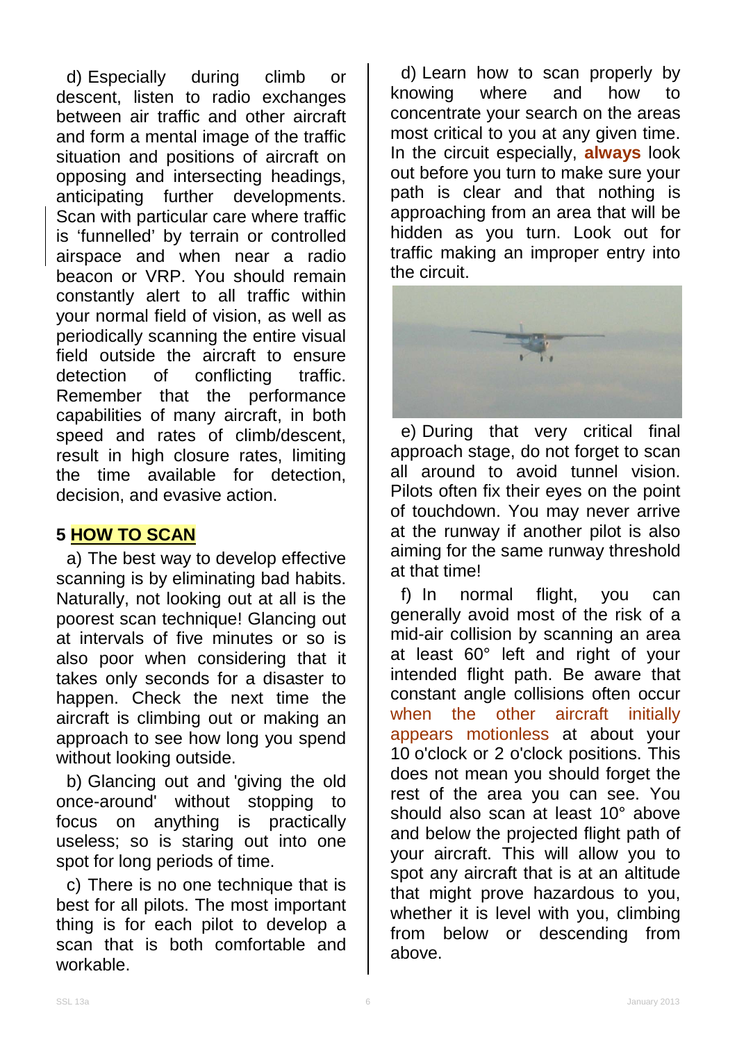d) Especially during climb or descent, listen to radio exchanges between air traffic and other aircraft and form a mental image of the traffic situation and positions of aircraft on opposing and intersecting headings, anticipating further developments. Scan with particular care where traffic is 'funnelled' by terrain or controlled airspace and when near a radio beacon or VRP. You should remain constantly alert to all traffic within your normal field of vision, as well as periodically scanning the entire visual field outside the aircraft to ensure detection of conflicting traffic. Remember that the performance capabilities of many aircraft, in both speed and rates of climb/descent, result in high closure rates, limiting the time available for detection, decision, and evasive action.

## 5 HOW TO SCAN

a) The best way to develop effective scanning is by eliminating bad habits. Naturally, not looking out at all is the poorest scan technique! Glancing out at intervals of five minutes or so is also poor when considering that it takes only seconds for a disaster to happen. Check the next time the aircraft is climbing out or making an approach to see how long you spend without looking outside.

b) Glancing out and 'giving the old once-around' without stopping to focus on anything is practically useless; so is staring out into one spot for long periods of time.

c) There is no one technique that is best for all pilots. The most important thing is for each pilot to develop a scan that is both comfortable and workable.

d) Learn how to scan properly by knowing where and how to concentrate your search on the areas most critical to you at any given time. In the circuit especially, **always** look out before you turn to make sure your path is clear and that nothing is approaching from an area that will be hidden as you turn. Look out for traffic making an improper entry into the circuit.

e) During that very critical final approach stage, do not forget to scan all around to avoid tunnel vision. Pilots often fix their eyes on the point of touchdown. You may never arrive at the runway if another pilot is also aiming for the same runway threshold at that time!

f) In normal flight, you can generally avoid most of the risk of a mid-air collision by scanning an area at least 60° left and right of your intended flight path. Be aware that constant angle collisions often occur when the other aircraft initially appears motionless at about your 10 o'clock or 2 o'clock positions. This does not mean you should forget the rest of the area you can see. You should also scan at least 10° above and below the projected flight path of your aircraft. This will allow you to spot any aircraft that is at an altitude that might prove hazardous to you, whether it is level with you, climbing from below or descending from above.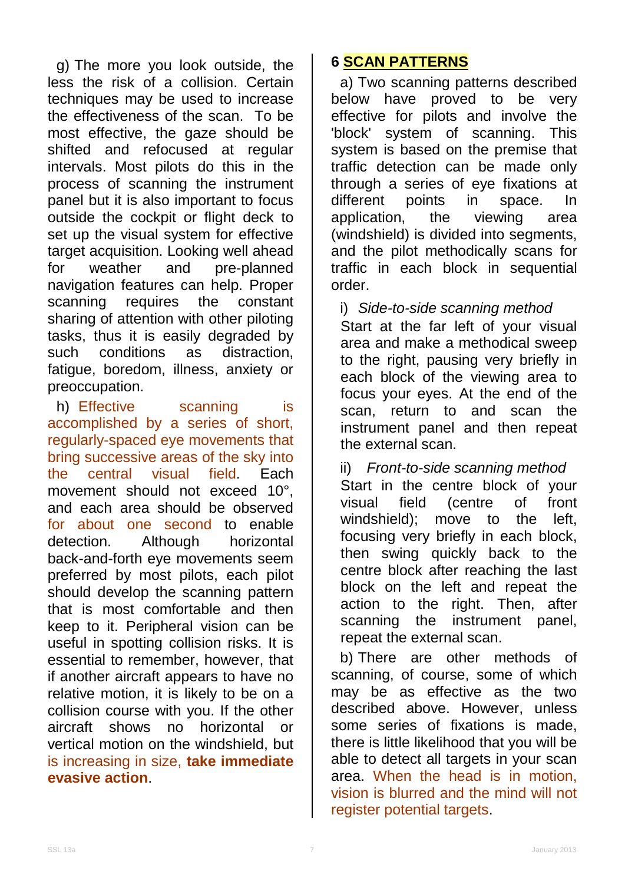g) The more you look outside, the less the risk of a collision. Certain techniques may be used to increase the effectiveness of the scan. To be most effective, the gaze should be shifted and refocused at regular intervals. Most pilots do this in the process of scanning the instrument panel but it is also important to focus outside the cockpit or flight deck to set up the visual system for effective target acquisition. Looking well ahead for weather and pre-planned navigation features can help. Proper scanning requires the constant sharing of attention with other piloting tasks, thus it is easily degraded by such conditions as distraction, fatigue, boredom, illness, anxiety or preoccupation.

h) Effective scanning is accomplished by a series of short, regularly-spaced eye movements that bring successive areas of the sky into the central visual field. Each movement should not exceed 10°, and each area should be observed for about one second to enable detection. Although horizontal back-and-forth eye movements seem preferred by most pilots, each pilot should develop the scanning pattern that is most comfortable and then keep to it. Peripheral vision can be useful in spotting collision risks. It is essential to remember, however, that if another aircraft appears to have no relative motion, it is likely to be on a collision course with you. If the other aircraft shows no horizontal or vertical motion on the windshield, but is increasing in size, **take immediate evasive action**.

## 6 SCAN PATTERNS

a) Two scanning patterns described below have proved to be very effective for pilots and involve the 'block' system of scanning. This system is based on the premise that traffic detection can be made only through a series of eye fixations at different points in space. In application, the viewing area (windshield) is divided into segments, and the pilot methodically scans for traffic in each block in sequential order.

i) *Side-to-side scanning method*

Start at the far left of your visual area and make a methodical sweep to the right, pausing very briefly in each block of the viewing area to focus your eyes. At the end of the scan, return to and scan the instrument panel and then repeat the external scan.

ii) *Front-to-side scanning method*

Start in the centre block of your visual field (centre of front windshield); move to the left, focusing very briefly in each block, then swing quickly back to the centre block after reaching the last block on the left and repeat the action to the right. Then, after scanning the instrument panel, repeat the external scan.

b) There are other methods of scanning, of course, some of which may be as effective as the two described above. However, unless some series of fixations is made, there is little likelihood that you will be able to detect all targets in your scan area. When the head is in motion, vision is blurred and the mind will not register potential targets.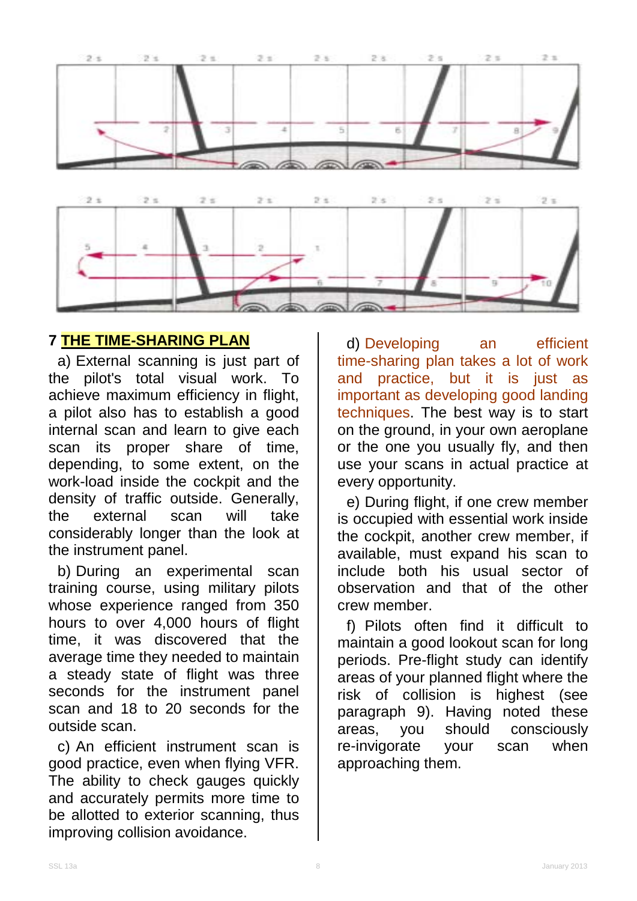## 7 THE TIME-SHARING PLAN

a) External scanning is just part of the pilot's total visual work. To achieve maximum efficiency in flight, a pilot also has to establish a good internal scan and learn to give each scan its proper share of time, depending, to some extent, on the work-load inside the cockpit and the density of traffic outside. Generally, the external scan will take considerably longer than the look at the instrument panel.

b) During an experimental scan training course, using military pilots whose experience ranged from 350 hours to over 4,000 hours of flight time, it was discovered that the average time they needed to maintain a steady state of flight was three seconds for the instrument panel scan and 18 to 20 seconds for the outside scan.

c) An efficient instrument scan is good practice, even when flying VFR. The ability to check gauges quickly and accurately permits more time to be allotted to exterior scanning, thus improving collision avoidance.

d) Developing an efficient time-sharing plan takes a lot of work and practice, but it is just as important as developing good landing techniques. The best way is to start on the ground, in your own aeroplane or the one you usually fly, and then use your scans in actual practice at every opportunity.

e) During flight, if one crew member is occupied with essential work inside the cockpit, another crew member, if available, must expand his scan to include both his usual sector of observation and that of the other crew member.

f) Pilots often find it difficult to maintain a good lookout scan for long periods. Pre-flight study can identify areas of your planned flight where the risk of collision is highest (see paragraph 9). Having noted these areas, you should consciously re-invigorate your scan when approaching them.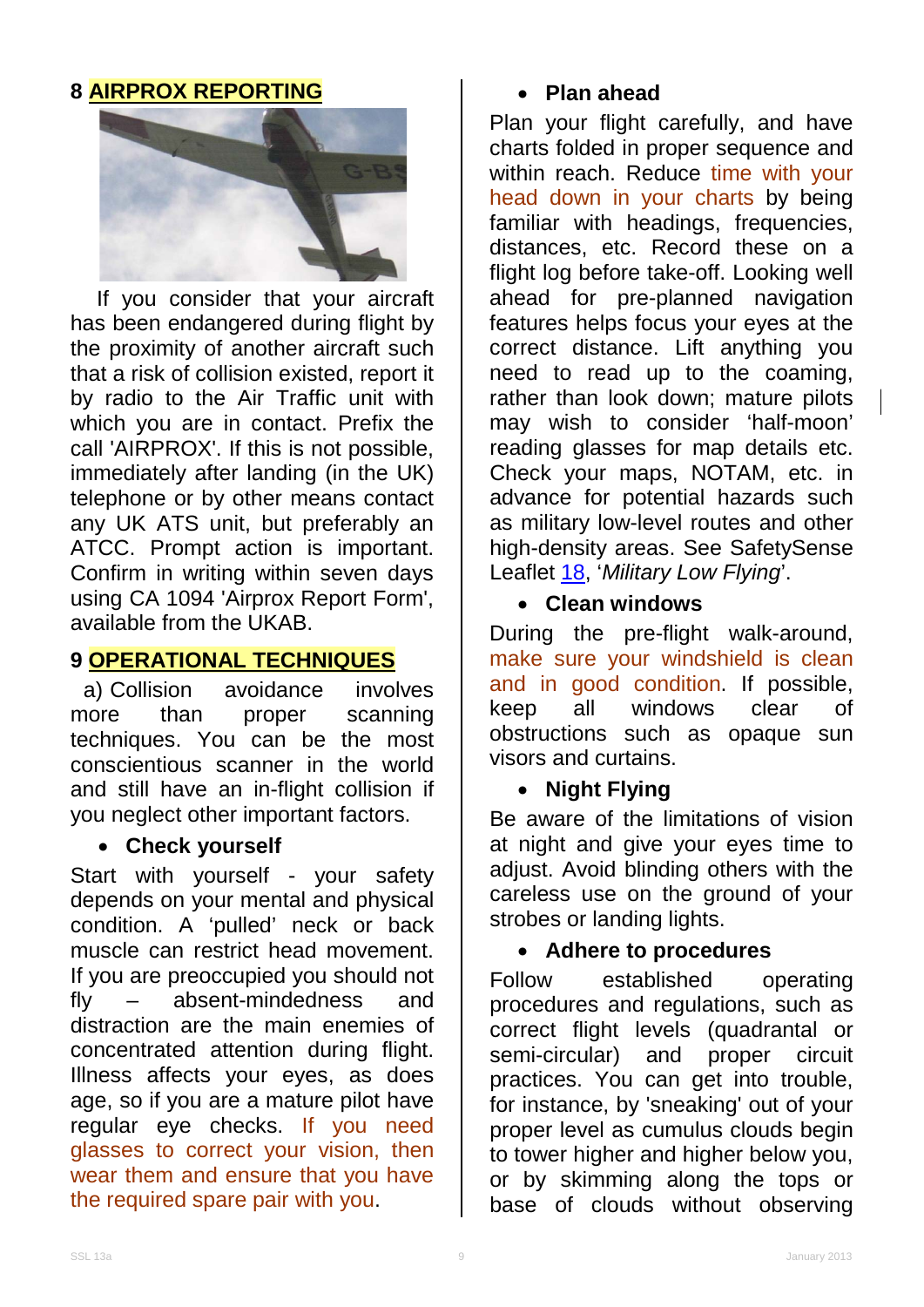## 8 AIRPROX REPORTING

If you consider that your aircraft has been endangered during flight by the proximity of another aircraft such that a risk of collision existed, report it by radio to the Air Traffic unit with which you are in contact. Prefix the call 'AIRPROX'. If this is not possible, immediately after landing (in the UK) telephone or by other means contact any UK ATS unit, but preferably an ATCC. Prompt action is important. Confirm in writing within seven days using CA 1094 'Airprox Report Form', available from the UKAB.

## 9 OPERATIONAL TECHNIQUES

a) Collision avoidance involves more than proper scanning techniques. You can be the most conscientious scanner in the world and still have an in-flight collision if you neglect other important factors.

- **Check yourself**

Start with yourself - your safety depends on your mental and physical condition. A 'pulled' neck or back muscle can restrict head movement. If you are preoccupied you should not fly – absent-mindedness and distraction are the main enemies of concentrated attention during flight. Illness affects your eyes, as does age, so if you are a mature pilot have regular eye checks. If you need glasses to correct your vision, then wear them and ensure that you have the required spare pair with you.

- **Plan ahead**

Plan your flight carefully, and have charts folded in proper sequence and within reach. Reduce time with your head down in your charts by being familiar with headings, frequencies, distances, etc. Record these on a flight log before take-off. Looking well ahead for pre-planned navigation features helps focus your eyes at the correct distance. Lift anything you need to read up to the coaming, rather than look down; mature pilots may wish to consider 'half-moon' reading glasses for map details etc. Check your maps, NOTAM, etc. in advance for potential hazards such as military low-level routes and other high-density areas. See SafetySense Leaflet 18, '*Military Low Flying*'.

- **Clean windows**

During the pre-flight walk-around, make sure your windshield is clean and in good condition. If possible, keep all windows clear of obstructions such as opaque sun visors and curtains.

- **Night Flying**

Be aware of the limitations of vision at night and give your eyes time to adjust. Avoid blinding others with the careless use on the ground of your strobes or landing lights.

- **Adhere to procedures**

Follow established operating procedures and regulations, such as correct flight levels (quadrantal or semi-circular) and proper circuit practices. You can get into trouble, for instance, by 'sneaking' out of your proper level as cumulus clouds begin to tower higher and higher below you, or by skimming along the tops or base of clouds without observing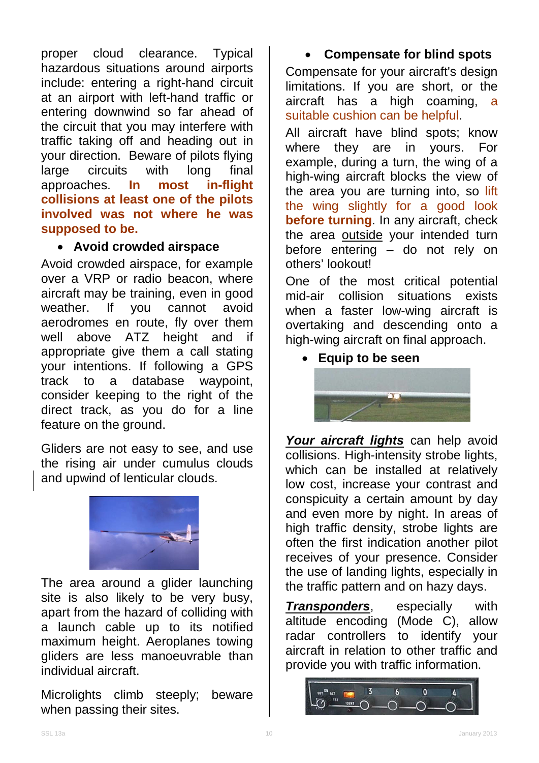proper cloud clearance. Typical hazardous situations around airports include: entering a right-hand circuit at an airport with left-hand traffic or entering downwind so far ahead of the circuit that you may interfere with traffic taking off and heading out in your direction. Beware of pilots flying large circuits with long final approaches. **In most in-flight collisions at least one of the pilots involved was not where he was supposed to be.**

- **Avoid crowded airspace**

Avoid crowded airspace, for example over a VRP or radio beacon, where aircraft may be training, even in good weather. If you cannot avoid aerodromes en route, fly over them well above ATZ height and if appropriate give them a call stating your intentions. If following a GPS track to a database waypoint, consider keeping to the right of the direct track, as you do for a line feature on the ground.

Gliders are not easy to see, and use the rising air under cumulus clouds and upwind of lenticular clouds.

The area around a glider launching site is also likely to be very busy, apart from the hazard of colliding with a launch cable up to its notified maximum height. Aeroplanes towing gliders are less manoeuvrable than individual aircraft.

Microlights climb steeply; beware when passing their sites.

- **Compensate for blind spots**

Compensate for your aircraft's design limitations. If you are short, or the aircraft has a high coaming, a suitable cushion can be helpful.

All aircraft have blind spots; know where they are in yours. For example, during a turn, the wing of a high-wing aircraft blocks the view of the area you are turning into, so lift the wing slightly for a good look **before turning**. In any aircraft, check the area outside your intended turn before entering – do not rely on others' lookout!

One of the most critical potential mid-air collision situations exists when a faster low-wing aircraft is overtaking and descending onto a high-wing aircraft on final approach.

- **Equip to be seen**

***Your aircraft lights*** can help avoid collisions. High-intensity strobe lights, which can be installed at relatively low cost, increase your contrast and conspicuity a certain amount by day and even more by night. In areas of high traffic density, strobe lights are often the first indication another pilot receives of your presence. Consider the use of landing lights, especially in the traffic pattern and on hazy days.

***Transponders***, especially with altitude encoding (Mode C), allow radar controllers to identify your aircraft in relation to other traffic and provide you with traffic information.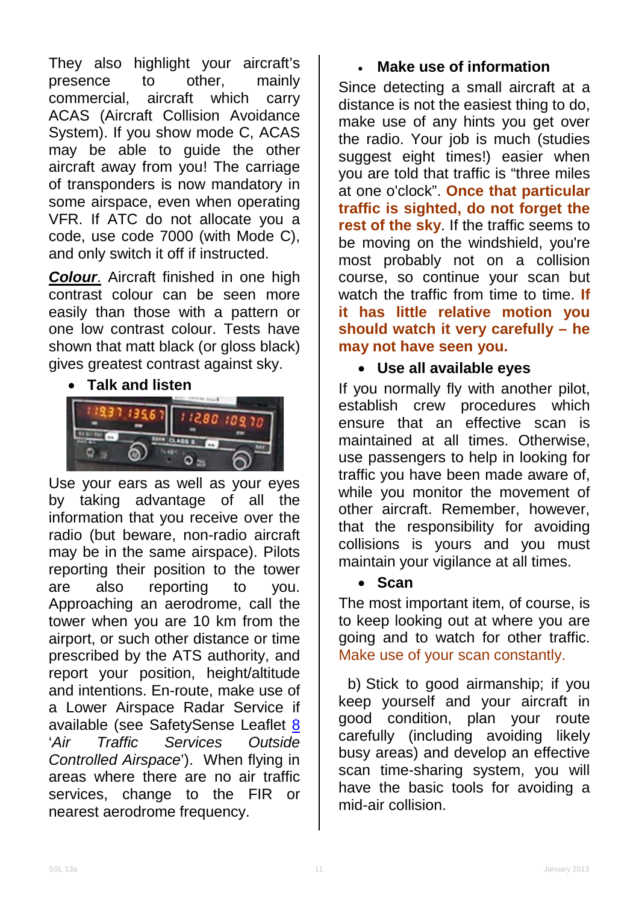They also highlight your aircraft's presence to other, mainly commercial, aircraft which carry ACAS (Aircraft Collision Avoidance System). If you show mode C, ACAS may be able to guide the other aircraft away from you! The carriage of transponders is now mandatory in some airspace, even when operating VFR. If ATC do not allocate you a code, use code 7000 (with Mode C), and only switch it off if instructed.

***Colour***. Aircraft finished in one high contrast colour can be seen more easily than those with a pattern or one low contrast colour. Tests have shown that matt black (or gloss black) gives greatest contrast against sky.

- **Talk and listen**

Use your ears as well as your eyes by taking advantage of all the information that you receive over the radio (but beware, non-radio aircraft may be in the same airspace). Pilots reporting their position to the tower are also reporting to you. Approaching an aerodrome, call the tower when you are 10 km from the airport, or such other distance or time prescribed by the ATS authority, and report your position, height/altitude and intentions. En-route, make use of a Lower Airspace Radar Service if available (see SafetySense Leaflet 8 '*Air Traffic Services Outside Controlled Airspace*'). When flying in areas where there are no air traffic services, change to the FIR or nearest aerodrome frequency.

- **Make use of information**

Since detecting a small aircraft at a distance is not the easiest thing to do, make use of any hints you get over the radio. Your job is much (studies suggest eight times!) easier when you are told that traffic is "three miles at one o'clock". **Once that particular traffic is sighted, do not forget the rest of the sky**. If the traffic seems to be moving on the windshield, you're most probably not on a collision course, so continue your scan but watch the traffic from time to time. **If it has little relative motion you should watch it very carefully – he may not have seen you.**

- **Use all available eyes**

If you normally fly with another pilot, establish crew procedures which ensure that an effective scan is maintained at all times. Otherwise, use passengers to help in looking for traffic you have been made aware of, while you monitor the movement of other aircraft. Remember, however, that the responsibility for avoiding collisions is yours and you must maintain your vigilance at all times.

- **Scan**

The most important item, of course, is to keep looking out at where you are going and to watch for other traffic. Make use of your scan constantly.

b) Stick to good airmanship; if you keep yourself and your aircraft in good condition, plan your route carefully (including avoiding likely busy areas) and develop an effective scan time-sharing system, you will have the basic tools for avoiding a mid-air collision.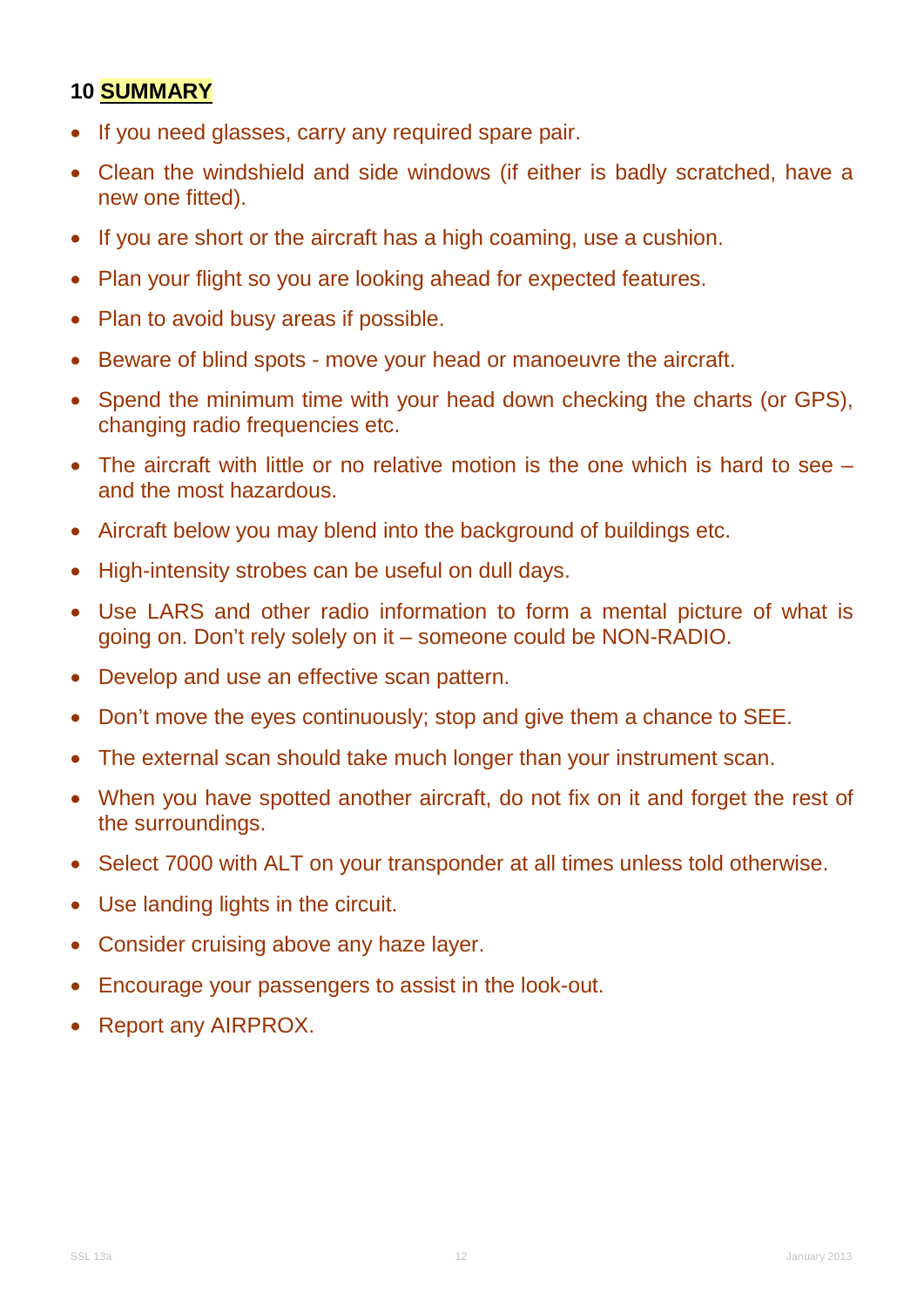## 10 SUMMARY

- If you need glasses, carry any required spare pair.
- Clean the windshield and side windows (if either is badly scratched, have a new one fitted).
- If you are short or the aircraft has a high coaming, use a cushion.
- Plan your flight so you are looking ahead for expected features.
- Plan to avoid busy areas if possible.
- Beware of blind spots - move your head or manoeuvre the aircraft.
- Spend the minimum time with your head down checking the charts (or GPS), changing radio frequencies etc.
- The aircraft with little or no relative motion is the one which is hard to see – and the most hazardous.
- Aircraft below you may blend into the background of buildings etc.
- High-intensity strobes can be useful on dull days.
- Use LARS and other radio information to form a mental picture of what is going on. Don't rely solely on it – someone could be NON-RADIO.
- Develop and use an effective scan pattern.
- Don't move the eyes continuously; stop and give them a chance to SEE.
- The external scan should take much longer than your instrument scan.
- When you have spotted another aircraft, do not fix on it and forget the rest of the surroundings.
- Select 7000 with ALT on your transponder at all times unless told otherwise.
- Use landing lights in the circuit.
- Consider cruising above any haze layer.
- Encourage your passengers to assist in the look-out.
- Report any AIRPROX.